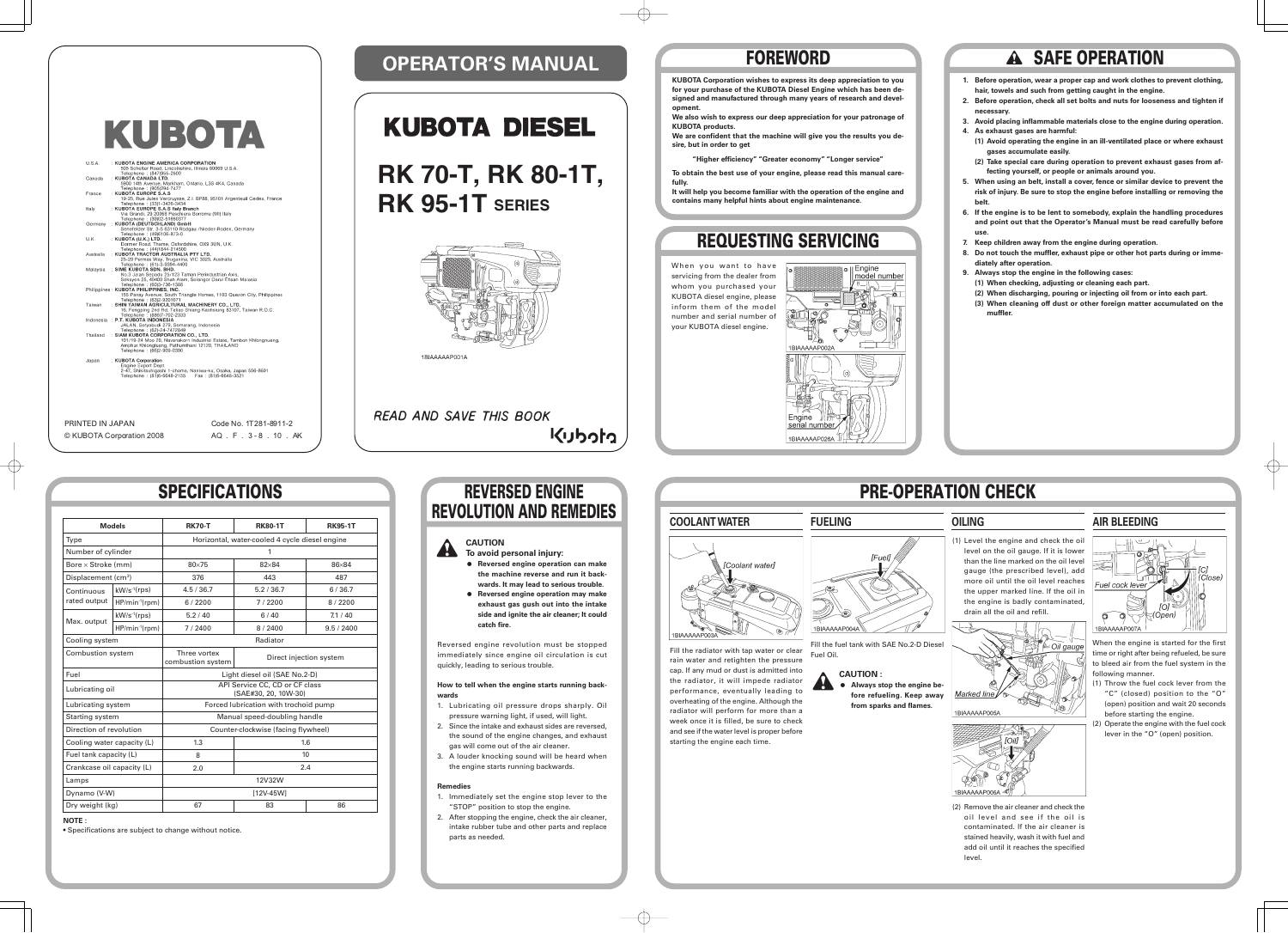# KUBOTA

U.S.A. : KUBOTA ENGINE AMERICA CORPORATION
505 Schelter Road, Lincolnshire, Illinois 60069 U.S.A.
Telephone : (847)955-2500

Canada : KUBOTA CANADA LTD.
5900 14th Avenue, Markham, Ontario, L3S 4K4, Canada
Telephone : (905)294-7477

France : KUBOTA EUROPE S.A.S
19-25, Rue Jules Vercruysse, Z.I. BP88, 95101 Argenteuil Cedex, France
Telephone : (33)1-3426-3434

Italy : KUBOTA EUROPE S.A.S Italy Branch
Via Grandi, 29 20068 Peschiera Borromeo (MI) Italy
Telephone : (39)02-51650377

Germany : KUBOTA (DEUTSCHLAND) GmbH
Senefelder Str. 3-5 63110 Rodgau /Nieder-Roden, Germany
Telephone : (49)6106-873-0

U.K. : KUBOTA (U.K.) LTD.
Dormer Road, Thame, Oxfordshire, OX9 3UN, U.K.
Telephone : (44)1844-214500

Australia : KUBOTA TRACTOR AUSTRALIA PTY LTD.
25-29 Permas Way, Truganina, VIC 3029, Australia
Telephone : (61)-3-9394-4400

Malaysia : SIME KUBOTA SDN. BHD.
No.3 Jalan Sepadu 25/123 Taman Perindustrian Axis, Seksyen 25, 40400 Shah Alam, Selangor Darul Ehsan Malaysia
Telephone : (60)3-736-1388

Philippines : KUBOTA PHILIPPINES, INC.
155 Panay Avenue, South Triangle Homes, 1103 Quezon City, Philippines
Telephone : (632)-9201071

Taiwan : SHIN TAIWAN AGRICULTURAL MACHINERY CO., LTD.
16, Fengping 2nd Rd, Taliao Hsiang Kaohsiung 83107, Taiwan R.O.C.
Telephone : (886)7-702-2333

Indonesia : P.T. KUBOTA INDONESIA
JALAN, Setyabudi 279, Semarang, Indonesia
Telephone : (62)-24-7472949

Thailand : SIAM KUBOTA CORPORATION CO., LTD.
101/19-24 Moo 20, Navanakorn Industrial Estate, Tambon Khlongnueng, Amphur Khlongluang, Pathumthani 12120, THAILAND
Telephone : (66)2-909-0300

Japan : KUBOTA Corporation
Engine Export Dept.
2-47, Shikitsuhigashi 1-chome, Naniwa-ku, Osaka, Japan 556-8601
Telephone : (81)6-6648-2135 Fax : (81)6-6648-3521

PRINTED IN JAPAN — Code No. 1T281-8911-2

© KUBOTA Corporation 2008 — AQ . F . 3 - 8 . 10 . AK

# OPERATOR'S MANUAL

## KUBOTA DIESEL

## RK 70-T, RK 80-1T, RK 95-1T SERIES

1BIAAAAAP001A

*READ AND SAVE THIS BOOK*

Kubota

# FOREWORD

**KUBOTA Corporation wishes to express its deep appreciation to you for your purchase of the KUBOTA Diesel Engine which has been designed and manufactured through many years of research and development.**

**We also wish to express our deep appreciation for your patronage of KUBOTA products.**

**We are confident that the machine will give you the results you desire, but in order to get**

**"Higher efficiency" "Greater economy" "Longer service"**

**To obtain the best use of your engine, please read this manual carefully.**

**It will help you become familiar with the operation of the engine and contains many helpful hints about engine maintenance.**

# REQUESTING SERVICING

When you want to have servicing from the dealer from whom you purchased your KUBOTA diesel engine, please inform them of the model number and serial number of your KUBOTA diesel engine.

Engine model number

1BIAAAAAP002A

Engine serial number

1BIAAAAAP028A

# SAFE OPERATION

1. **Before operation, wear a proper cap and work clothes to prevent clothing, hair, towels and such from getting caught in the engine.**
2. **Before operation, check all set bolts and nuts for looseness and tighten if necessary.**
3. **Avoid placing inflammable materials close to the engine during operation.**
4. **As exhaust gases are harmful:**
   **(1) Avoid operating the engine in an ill-ventilated place or where exhaust gases accumulate easily.**
   **(2) Take special care during operation to prevent exhaust gases from affecting yourself, or people or animals around you.**
5. **When using an belt, install a cover, fence or similar device to prevent the risk of injury. Be sure to stop the engine before installing or removing the belt.**
6. **If the engine is to be lent to somebody, explain the handling procedures and point out that the Operator's Manual must be read carefully before use.**
7. **Keep children away from the engine during operation.**
8. **Do not touch the muffler, exhaust pipe or other hot parts during or immediately after operation.**
9. **Always stop the engine in the following cases:**
   **(1) When checking, adjusting or cleaning each part.**
   **(2) When discharging, pouring or injecting oil from or into each part.**
   **(3) When cleaning off dust or other foreign matter accumulated on the muffler.**

# SPECIFICATIONS

| Models | | RK70-T | RK80-1T | RK95-1T |
|---|---|---|---|---|
| Type | | Horizontal, water-cooled 4 cycle diesel engine | | |
| Number of cylinder | | 1 | | |
| Bore × Stroke (mm) | | 80×75 | 82×84 | 86×84 |
| Displacement (cm³) | | 376 | 443 | 487 |
| Continuous rated output | kW/s⁻¹(rps) | 4.5 / 36.7 | 5.2 / 36.7 | 6 / 36.7 |
| | HP/min⁻¹(rpm) | 6 / 2200 | 7 / 2200 | 8 / 2200 |
| Max. output | kW/s⁻¹(rps) | 5.2 / 40 | 6 / 40 | 7.1 / 40 |
| | HP/min⁻¹(rpm) | 7 / 2400 | 8 / 2400 | 9.5 / 2400 |
| Cooling system | | Radiator | | |
| Combustion system | | Three vortex combustion system | Direct injection system | |
| Fuel | | Light diesel oil (SAE No.2-D) | | |
| Lubricating oil | | API Service CC, CD or CF class (SAE#30, 20, 10W-30) | | |
| Lubricating system | | Forced lubrication with trochoid pump | | |
| Starting system | | Manual speed-doubling handle | | |
| Direction of revolution | | Counter-clockwise (facing flywheel) | | |
| Cooling water capacity (L) | | 1.3 | 1.6 | |
| Fuel tank capacity (L) | | 8 | 10 | |
| Crankcase oil capacity (L) | | 2.0 | 2.4 | |
| Lamps | | 12V32W | | |
| Dynamo (V-W) | | [12V-45W] | | |
| Dry weight (kg) | | 67 | 83 | 86 |

**NOTE :**

- Specifications are subject to change without notice.

# REVERSED ENGINE REVOLUTION AND REMEDIES

**CAUTION**
**To avoid personal injury:**

- **Reversed engine operation can make the machine reverse and run it backwards. It may lead to serious trouble.**
- **Reversed engine operation may make exhaust gas gush out into the intake side and ignite the air cleaner; It could catch fire.**

Reversed engine revolution must be stopped immediately since engine oil circulation is cut quickly, leading to serious trouble.

**How to tell when the engine starts running backwards**

1. Lubricating oil pressure drops sharply. Oil pressure warning light, if used, will light.
2. Since the intake and exhaust sides are reversed, the sound of the engine changes, and exhaust gas will come out of the air cleaner.
3. A louder knocking sound will be heard when the engine starts running backwards.

**Remedies**

1. Immediately set the engine stop lever to the "STOP" position to stop the engine.
2. After stopping the engine, check the air cleaner, intake rubber tube and other parts and replace parts as needed.

# PRE-OPERATION CHECK

## COOLANT WATER

[Coolant water]

1BIAAAAAP003A

Fill the radiator with tap water or clear rain water and retighten the pressure cap. If any mud or dust is admitted into the radiator, it will impede radiator performance, eventually leading to overheating of the engine. Although the radiator will perform for more than a week once it is filled, be sure to check and see if the water level is proper before starting the engine each time.

## FUELING

[Fuel]

1BIAAAAAP004A

Fill the fuel tank with SAE No.2-D Diesel Fuel Oil.

**CAUTION :**

- **Always stop the engine before refueling. Keep away from sparks and flames.**

## OILING

(1) Level the engine and check the oil level on the oil gauge. If it is lower than the line marked on the oil level gauge (the prescribed level), add more oil until the oil level reaches the upper marked line. If the oil in the engine is badly contaminated, drain all the oil and refill.

Oil gauge

Marked line

1BIAAAAAP005A

[Oil]

1BIAAAAAP006A

(2) Remove the air cleaner and check the oil level and see if the oil is contaminated. If the air cleaner is stained heavily, wash it with fuel and add oil until it reaches the specified level.

## AIR BLEEDING

Fuel cock lever

[C] (Close)

[O] (Open)

1BIAAAAAP007A

When the engine is started for the first time or right after being refueled, be sure to bleed air from the fuel system in the following manner.

(1) Throw the fuel cock lever from the "C" (closed) position to the "O" (open) position and wait 20 seconds before starting the engine.
(2) Operate the engine with the fuel cock lever in the "O" (open) position.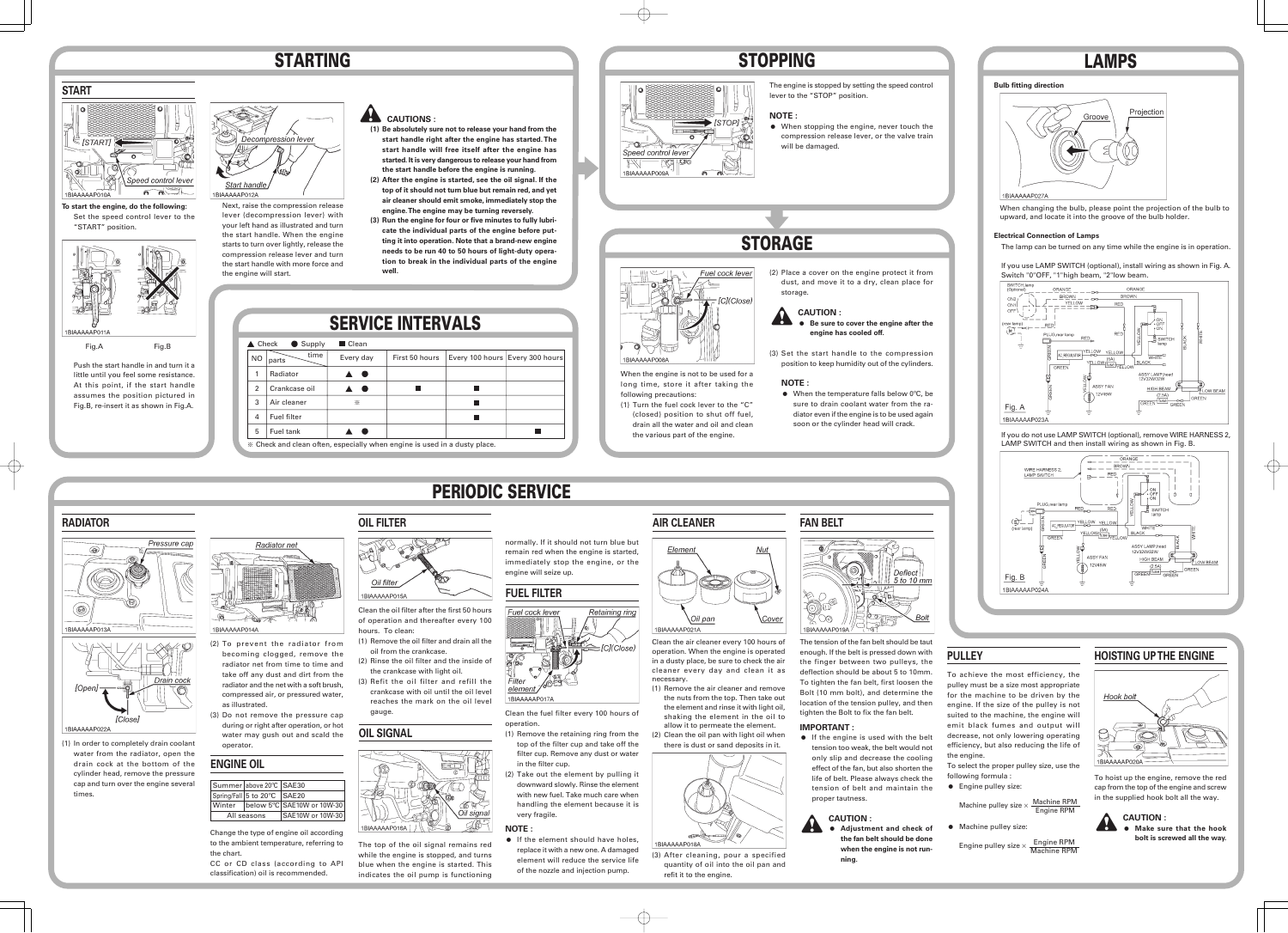# STARTING

## START

[START]

Speed control lever

1BIAAAAAP010A

**To start the engine, do the following:**

Set the speed control lever to the "START" position.

1BIAAAAAP011A

Fig.A Fig.B

Push the start handle in and turn it a little until you feel some resistance. At this point, if the start handle assumes the position pictured in Fig.B, re-insert it as shown in Fig.A.

Decompression lever

Start handle

1BIAAAAAP012A

Next, raise the compression release lever (decompression lever) with your left hand as illustrated and turn the start handle. When the engine starts to turn over lightly, release the compression release lever and turn the start handle with more force and the engine will start.

**CAUTIONS :**

**(1) Be absolutely sure not to release your hand from the start handle right after the engine has started. The start handle will free itself after the engine has started. It is very dangerous to release your hand from the start handle before the engine is running.**

**(2) After the engine is started, see the oil signal. If the top of it should not turn blue but remain red, and yet air cleaner should emit smoke, immediately stop the engine. The engine may be turning reversely.**

**(3) Run the engine for four or five minutes to fully lubricate the individual parts of the engine before putting it into operation. Note that a brand-new engine needs to be run 40 to 50 hours of light-duty operation to break in the individual parts of the engine well.**

# SERVICE INTERVALS

▲ Check ● Supply ■ Clean

| NO | parts \ time | Every day | First 50 hours | Every 100 hours | Every 300 hours |
|---|---|---|---|---|---|
| 1 | Radiator | ▲ ● | | | |
| 2 | Crankcase oil | ▲ ● | ■ | ■ | |
| 3 | Air cleaner | ※ | | ■ | |
| 4 | Fuel filter | | | ■ | |
| 5 | Fuel tank | ▲ ● | | | ■ |

※ Check and clean often, especially when engine is used in a dusty place.

# STOPPING

[STOP]

Speed control lever

1BIAAAAAP009A

The engine is stopped by setting the speed control lever to the "STOP" position.

**NOTE :**

- When stopping the engine, never touch the compression release lever, or the valve train will be damaged.

# STORAGE

Fuel cock lever

[C](Close)

1BIAAAAAP008A

When the engine is not to be used for a long time, store it after taking the following precautions:

(1) Turn the fuel cock lever to the "C" (closed) position to shut off fuel, drain all the water and oil and clean the various part of the engine.

(2) Place a cover on the engine protect it from dust, and move it to a dry, clean place for storage.

**CAUTION :**

- **Be sure to cover the engine after the engine has cooled off.**

(3) Set the start handle to the compression position to keep humidity out of the cylinders.

**NOTE :**

- When the temperature falls below 0℃, be sure to drain coolant water from the radiator even if the engine is to be used again soon or the cylinder head will crack.

# LAMPS

**Bulb fitting direction**

Groove Projection

1BIAAAAAP027A

When changing the bulb, please point the projection of the bulb to upward, and locate it into the groove of the bulb holder.

**Electrical Connection of Lamps**

The lamp can be turned on any time while the engine is in operation.

If you use LAMP SWITCH (optional), install wiring as shown in Fig. A. Switch "0"OFF, "1"high beam, "2"low beam.

SWITCH lamp (Optional) ORANGE BROWN YEL LOW RED ON2 ON1 OFF ON OFF ON SWITCH lamp (rear lamp) PLUG,rear lamp GREEN R-REGULATOR YELLOW (5A) WHITE BLACK ASSY FAN 12V49W ASSY LAMP,head 12V32W32W HIGH BEAM LOW BEAM (2.5A) GREEN

Fig. A

1BIAAAAAP023A

If you do not use LAMP SWITCH (optional), remove WIRE HARNESS 2, LAMP SWITCH and then install wiring as shown in Fig. B.

WIRE HARNESS 2, LAMP SWITCH ORANGE BROWN RED ON OFF ON SWITCH lamp PLUG,rear lamp (rear lamp) R-REGULATOR YELLOW (5A) WHITE BLACK ASSY FAN 12V49W ASSY LAMP,head 12V32W32W HIGH BEAM LOW BEAM (2.5A) GREEN

Fig. B

1BIAAAAAP024A

# PERIODIC SERVICE

## RADIATOR

Pressure cap

1BIAAAAAP013A

[Open] Drain cock [Close]

1BIAAAAAP022A

(1) In order to completely drain coolant water from the radiator, open the drain cock at the bottom of the cylinder head, remove the pressure cap and turn over the engine several times.

Radiator net

1BIAAAAAP014A

(2) To prevent the radiator from becoming clogged, remove the radiator net from time to time and take off any dust and dirt from the radiator and the net with a soft brush, compressed air, or pressured water, as illustrated.

(3) Do not remove the pressure cap during or right after operation, or hot water may gush out and scald the operator.

## ENGINE OIL

| | | |
|---|---|---|
| Summer | above 20℃ | SAE30 |
| Spring/Fall | 5 to 20℃ | SAE20 |
| Winter | below 5℃ | SAE10W or 10W-30 |
| All seasons | | SAE10W or 10W-30 |

Change the type of engine oil according to the ambient temperature, referring to the chart.

CC or CD class (according to API classification) oil is recommended.

## OIL FILTER

Oil filter

1BIAAAAAP015A

Clean the oil filter after the first 50 hours of operation and thereafter every 100 hours. To clean:

(1) Remove the oil filter and drain all the oil from the crankcase.

(2) Rinse the oil filter and the inside of the crankcase with light oil.

(3) Refit the oil filter and refill the crankcase with oil until the oil level reaches the mark on the oil level gauge.

## OIL SIGNAL

Oil signal

1BIAAAAAP016A

The top of the oil signal remains red while the engine is stopped, and turns blue when the engine is started. This indicates the oil pump is functioning normally. If it should not turn blue but remain red when the engine is started, immediately stop the engine, or the engine will seize up.

## FUEL FILTER

Fuel cock lever Retaining ring [C](Close) Filter element

1BIAAAAAP017A

Clean the fuel filter every 100 hours of operation.

(1) Remove the retaining ring from the top of the filter cup and take off the filter cup. Remove any dust or water in the filter cup.

(2) Take out the element by pulling it downward slowly. Rinse the element with new fuel. Take much care when handling the element because it is very fragile.

**NOTE :**

- If the element should have holes, replace it with a new one. A damaged element will reduce the service life of the nozzle and injection pump.

## AIR CLEANER

Element Nut Oil pan Cover

1BIAAAAAP021A

Clean the air cleaner every 100 hours of operation. When the engine is operated in a dusty place, be sure to check the air cleaner every day and clean it as necessary.

(1) Remove the air cleaner and remove the nuts from the top. Then take out the element and rinse it with light oil, shaking the element in the oil to allow it to permeate the element.

(2) Clean the oil pan with light oil when there is dust or sand deposits in it.

1BIAAAAAP018A

(3) After cleaning, pour a specified quantity of oil into the oil pan and refit it to the engine.

## FAN BELT

Deflect 5 to 10 mm

Bolt

1BIAAAAAP019A

The tension of the fan belt should be taut enough. If the belt is pressed down with the finger between two pulleys, the deflection should be about 5 to 10mm. To tighten the fan belt, first loosen the Bolt (10 mm bolt), and determine the location of the tension pulley, and then tighten the Bolt to fix the fan belt.

**IMPORTANT :**

- If the engine is used with the belt tension too weak, the belt would not only slip and decrease the cooling effect of the fan, but also shorten the life of belt. Please always check the tension of belt and maintain the proper tautness.

**CAUTION :**

- **Adjustment and check of the fan belt should be done when the engine is not running.**

## PULLEY

To achieve the most efficiency, the pulley must be a size most appropriate for the machine to be driven by the engine. If the size of the pulley is not suited to the machine, the engine will emit black fumes and output will decrease, not only lowering operating efficiency, but also reducing the life of the engine.

To select the proper pulley size, use the following formula :

- Engine pulley size:

$$\text{Machine pulley size} \times \frac{\text{Machine RPM}}{\text{Engine RPM}}$$

- Machine pulley size:

$$\text{Engine pulley size} \times \frac{\text{Engine RPM}}{\text{Machine RPM}}$$

## HOISTING UP THE ENGINE

Hook bolt

1BIAAAAAP020A

To hoist up the engine, remove the red cap from the top of the engine and screw in the supplied hook bolt all the way.

**CAUTION :**

- **Make sure that the hook bolt is screwed all the way.**